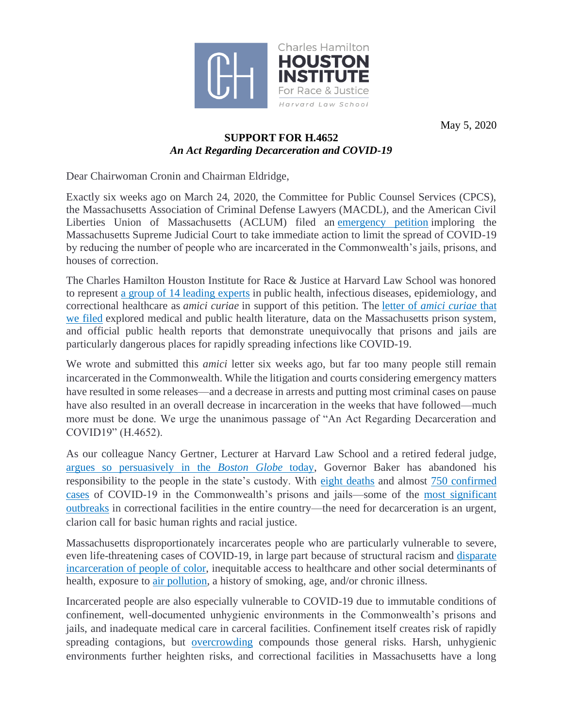Charles Hamilton **HOUSTON INSTITUTE** For Race & Justice

*Harvard Law School*

May 5, 2020

**SUPPORT FOR H.4652**
***An Act Regarding Decarceration and COVID-19***

Dear Chairwoman Cronin and Chairman Eldridge,

Exactly six weeks ago on March 24, 2020, the Committee for Public Counsel Services (CPCS), the Massachusetts Association of Criminal Defense Lawyers (MACDL), and the American Civil Liberties Union of Massachusetts (ACLUM) filed an emergency petition imploring the Massachusetts Supreme Judicial Court to take immediate action to limit the spread of COVID-19 by reducing the number of people who are incarcerated in the Commonwealth's jails, prisons, and houses of correction.

The Charles Hamilton Houston Institute for Race & Justice at Harvard Law School was honored to represent a group of 14 leading experts in public health, infectious diseases, epidemiology, and correctional healthcare as *amici curiae* in support of this petition. The letter of *amici curiae* that we filed explored medical and public health literature, data on the Massachusetts prison system, and official public health reports that demonstrate unequivocally that prisons and jails are particularly dangerous places for rapidly spreading infections like COVID-19.

We wrote and submitted this *amici* letter six weeks ago, but far too many people still remain incarcerated in the Commonwealth. While the litigation and courts considering emergency matters have resulted in some releases—and a decrease in arrests and putting most criminal cases on pause have also resulted in an overall decrease in incarceration in the weeks that have followed—much more must be done. We urge the unanimous passage of "An Act Regarding Decarceration and COVID19" (H.4652).

As our colleague Nancy Gertner, Lecturer at Harvard Law School and a retired federal judge, argues so persuasively in the *Boston Globe* today, Governor Baker has abandoned his responsibility to the people in the state's custody. With eight deaths and almost 750 confirmed cases of COVID-19 in the Commonwealth's prisons and jails—some of the most significant outbreaks in correctional facilities in the entire country—the need for decarceration is an urgent, clarion call for basic human rights and racial justice.

Massachusetts disproportionately incarcerates people who are particularly vulnerable to severe, even life-threatening cases of COVID-19, in large part because of structural racism and disparate incarceration of people of color, inequitable access to healthcare and other social determinants of health, exposure to air pollution, a history of smoking, age, and/or chronic illness.

Incarcerated people are also especially vulnerable to COVID-19 due to immutable conditions of confinement, well-documented unhygienic environments in the Commonwealth's prisons and jails, and inadequate medical care in carceral facilities. Confinement itself creates risk of rapidly spreading contagions, but overcrowding compounds those general risks. Harsh, unhygienic environments further heighten risks, and correctional facilities in Massachusetts have a long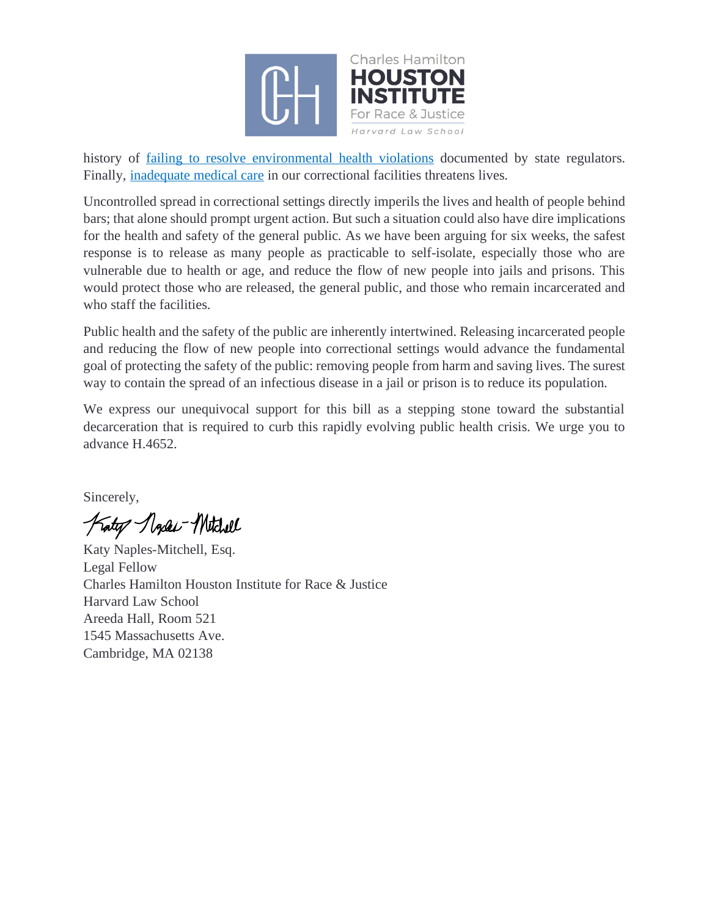history of failing to resolve environmental health violations documented by state regulators. Finally, inadequate medical care in our correctional facilities threatens lives.

Uncontrolled spread in correctional settings directly imperils the lives and health of people behind bars; that alone should prompt urgent action. But such a situation could also have dire implications for the health and safety of the general public. As we have been arguing for six weeks, the safest response is to release as many people as practicable to self-isolate, especially those who are vulnerable due to health or age, and reduce the flow of new people into jails and prisons. This would protect those who are released, the general public, and those who remain incarcerated and who staff the facilities.

Public health and the safety of the public are inherently intertwined. Releasing incarcerated people and reducing the flow of new people into correctional settings would advance the fundamental goal of protecting the safety of the public: removing people from harm and saving lives. The surest way to contain the spread of an infectious disease in a jail or prison is to reduce its population.

We express our unequivocal support for this bill as a stepping stone toward the substantial decarceration that is required to curb this rapidly evolving public health crisis. We urge you to advance H.4652.

Sincerely,

Katy Naples-Mitchell, Esq.
Legal Fellow
Charles Hamilton Houston Institute for Race & Justice
Harvard Law School
Areeda Hall, Room 521
1545 Massachusetts Ave.
Cambridge, MA 02138